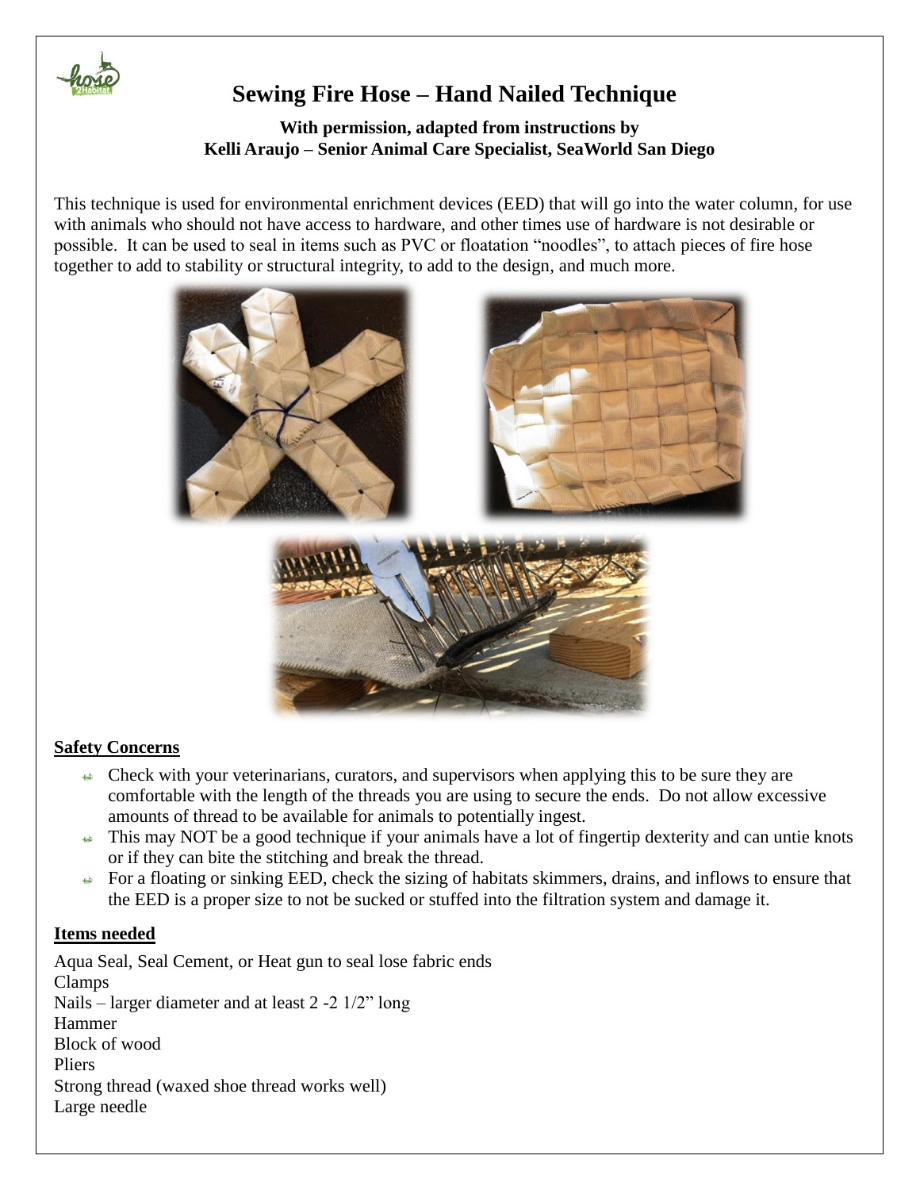# Sewing Fire Hose – Hand Nailed Technique

**With permission, adapted from instructions by**
**Kelli Araujo – Senior Animal Care Specialist, SeaWorld San Diego**

This technique is used for environmental enrichment devices (EED) that will go into the water column, for use with animals who should not have access to hardware, and other times use of hardware is not desirable or possible. It can be used to seal in items such as PVC or floatation "noodles", to attach pieces of fire hose together to add to stability or structural integrity, to add to the design, and much more.

## Safety Concerns

- Check with your veterinarians, curators, and supervisors when applying this to be sure they are comfortable with the length of the threads you are using to secure the ends. Do not allow excessive amounts of thread to be available for animals to potentially ingest.
- This may NOT be a good technique if your animals have a lot of fingertip dexterity and can untie knots or if they can bite the stitching and break the thread.
- For a floating or sinking EED, check the sizing of habitats skimmers, drains, and inflows to ensure that the EED is a proper size to not be sucked or stuffed into the filtration system and damage it.

## Items needed

Aqua Seal, Seal Cement, or Heat gun to seal lose fabric ends
Clamps
Nails – larger diameter and at least 2 -2 1/2" long
Hammer
Block of wood
Pliers
Strong thread (waxed shoe thread works well)
Large needle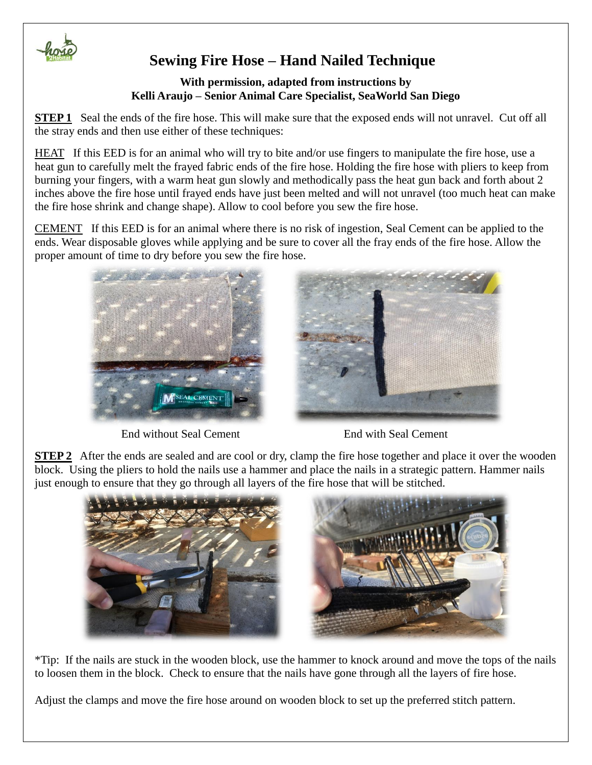# Sewing Fire Hose – Hand Nailed Technique

**With permission, adapted from instructions by Kelli Araujo – Senior Animal Care Specialist, SeaWorld San Diego**

**STEP 1** Seal the ends of the fire hose. This will make sure that the exposed ends will not unravel. Cut off all the stray ends and then use either of these techniques:

HEAT If this EED is for an animal who will try to bite and/or use fingers to manipulate the fire hose, use a heat gun to carefully melt the frayed fabric ends of the fire hose. Holding the fire hose with pliers to keep from burning your fingers, with a warm heat gun slowly and methodically pass the heat gun back and forth about 2 inches above the fire hose until frayed ends have just been melted and will not unravel (too much heat can make the fire hose shrink and change shape). Allow to cool before you sew the fire hose.

CEMENT If this EED is for an animal where there is no risk of ingestion, Seal Cement can be applied to the ends. Wear disposable gloves while applying and be sure to cover all the fray ends of the fire hose. Allow the proper amount of time to dry before you sew the fire hose.

End without Seal Cement

End with Seal Cement

**STEP 2** After the ends are sealed and are cool or dry, clamp the fire hose together and place it over the wooden block. Using the pliers to hold the nails use a hammer and place the nails in a strategic pattern. Hammer nails just enough to ensure that they go through all layers of the fire hose that will be stitched.

*Tip: If the nails are stuck in the wooden block, use the hammer to knock around and move the tops of the nails to loosen them in the block. Check to ensure that the nails have gone through all the layers of fire hose.

Adjust the clamps and move the fire hose around on wooden block to set up the preferred stitch pattern.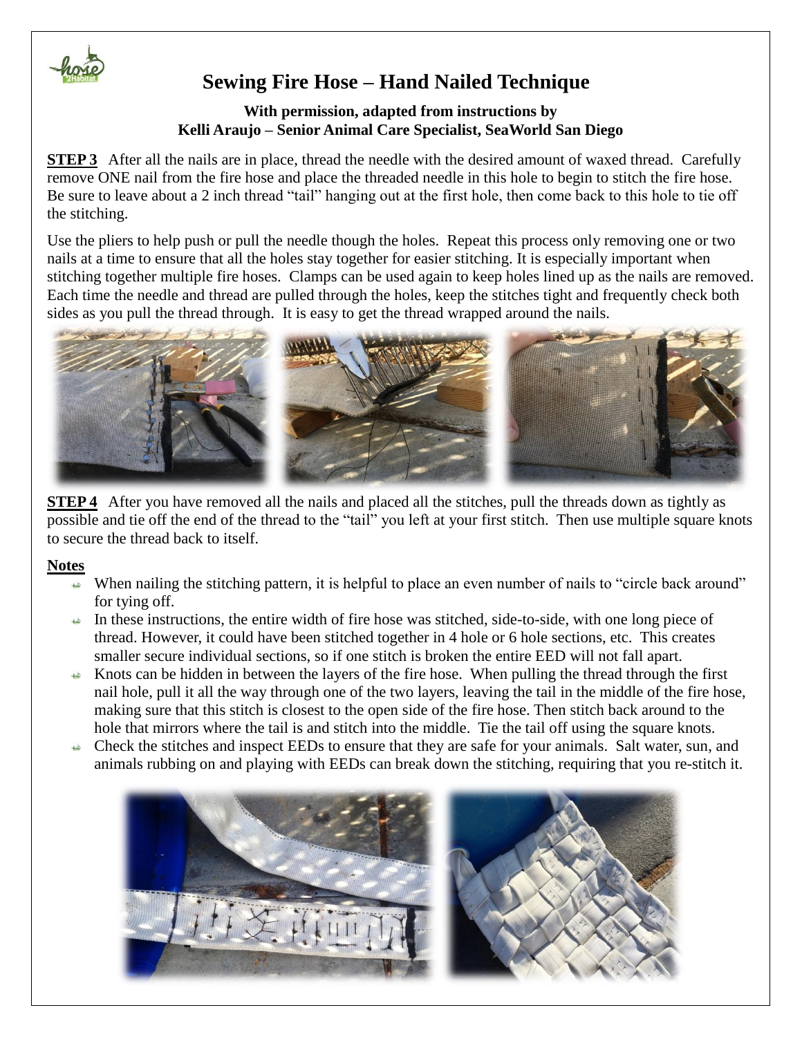# Sewing Fire Hose – Hand Nailed Technique

**With permission, adapted from instructions by Kelli Araujo – Senior Animal Care Specialist, SeaWorld San Diego**

**STEP 3** After all the nails are in place, thread the needle with the desired amount of waxed thread. Carefully remove ONE nail from the fire hose and place the threaded needle in this hole to begin to stitch the fire hose. Be sure to leave about a 2 inch thread "tail" hanging out at the first hole, then come back to this hole to tie off the stitching.

Use the pliers to help push or pull the needle though the holes. Repeat this process only removing one or two nails at a time to ensure that all the holes stay together for easier stitching. It is especially important when stitching together multiple fire hoses. Clamps can be used again to keep holes lined up as the nails are removed. Each time the needle and thread are pulled through the holes, keep the stitches tight and frequently check both sides as you pull the thread through. It is easy to get the thread wrapped around the nails.

**STEP 4** After you have removed all the nails and placed all the stitches, pull the threads down as tightly as possible and tie off the end of the thread to the "tail" you left at your first stitch. Then use multiple square knots to secure the thread back to itself.

**Notes**

- When nailing the stitching pattern, it is helpful to place an even number of nails to "circle back around" for tying off.
- In these instructions, the entire width of fire hose was stitched, side-to-side, with one long piece of thread. However, it could have been stitched together in 4 hole or 6 hole sections, etc. This creates smaller secure individual sections, so if one stitch is broken the entire EED will not fall apart.
- Knots can be hidden in between the layers of the fire hose. When pulling the thread through the first nail hole, pull it all the way through one of the two layers, leaving the tail in the middle of the fire hose, making sure that this stitch is closest to the open side of the fire hose. Then stitch back around to the hole that mirrors where the tail is and stitch into the middle. Tie the tail off using the square knots.
- Check the stitches and inspect EEDs to ensure that they are safe for your animals. Salt water, sun, and animals rubbing on and playing with EEDs can break down the stitching, requiring that you re-stitch it.